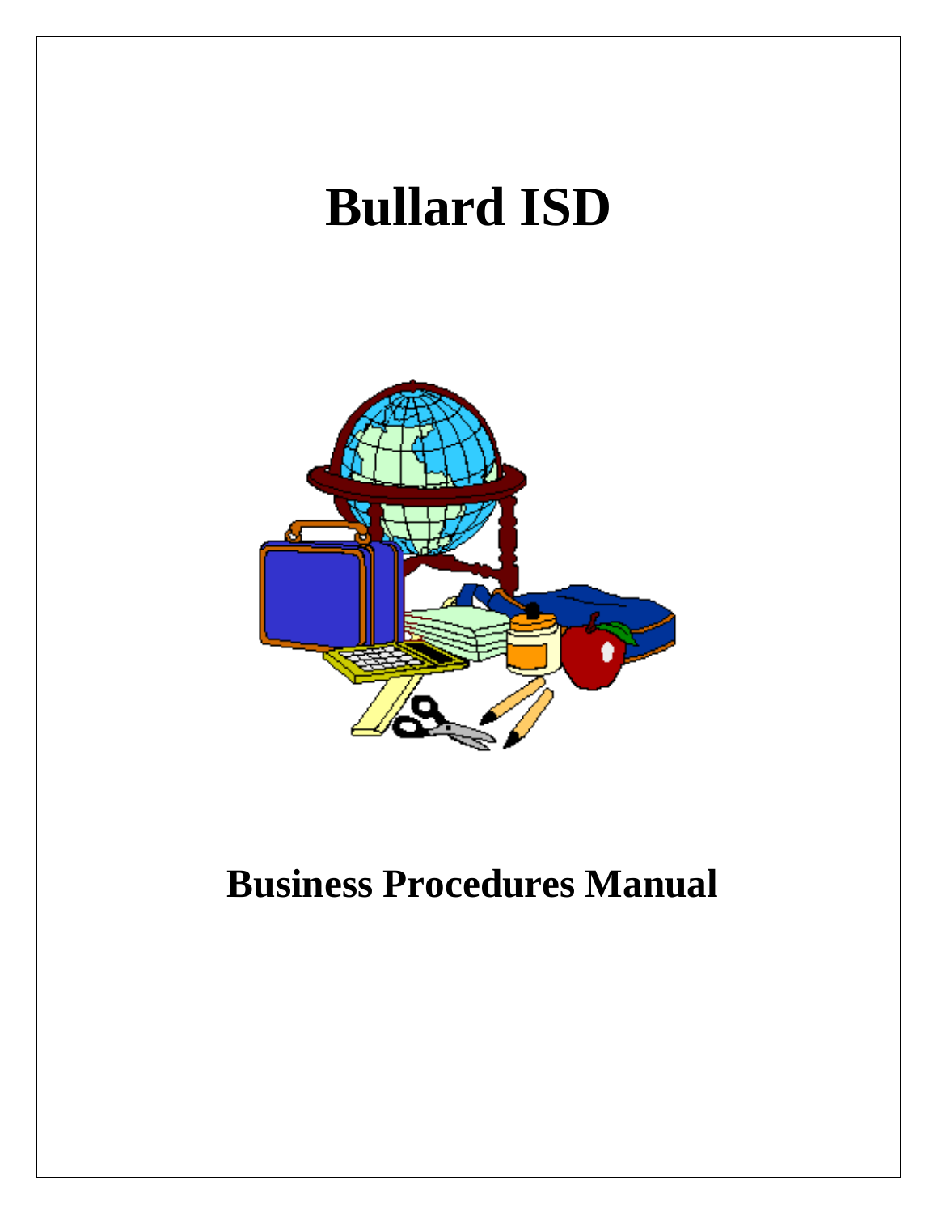# Bullard ISD

# Business Procedures Manual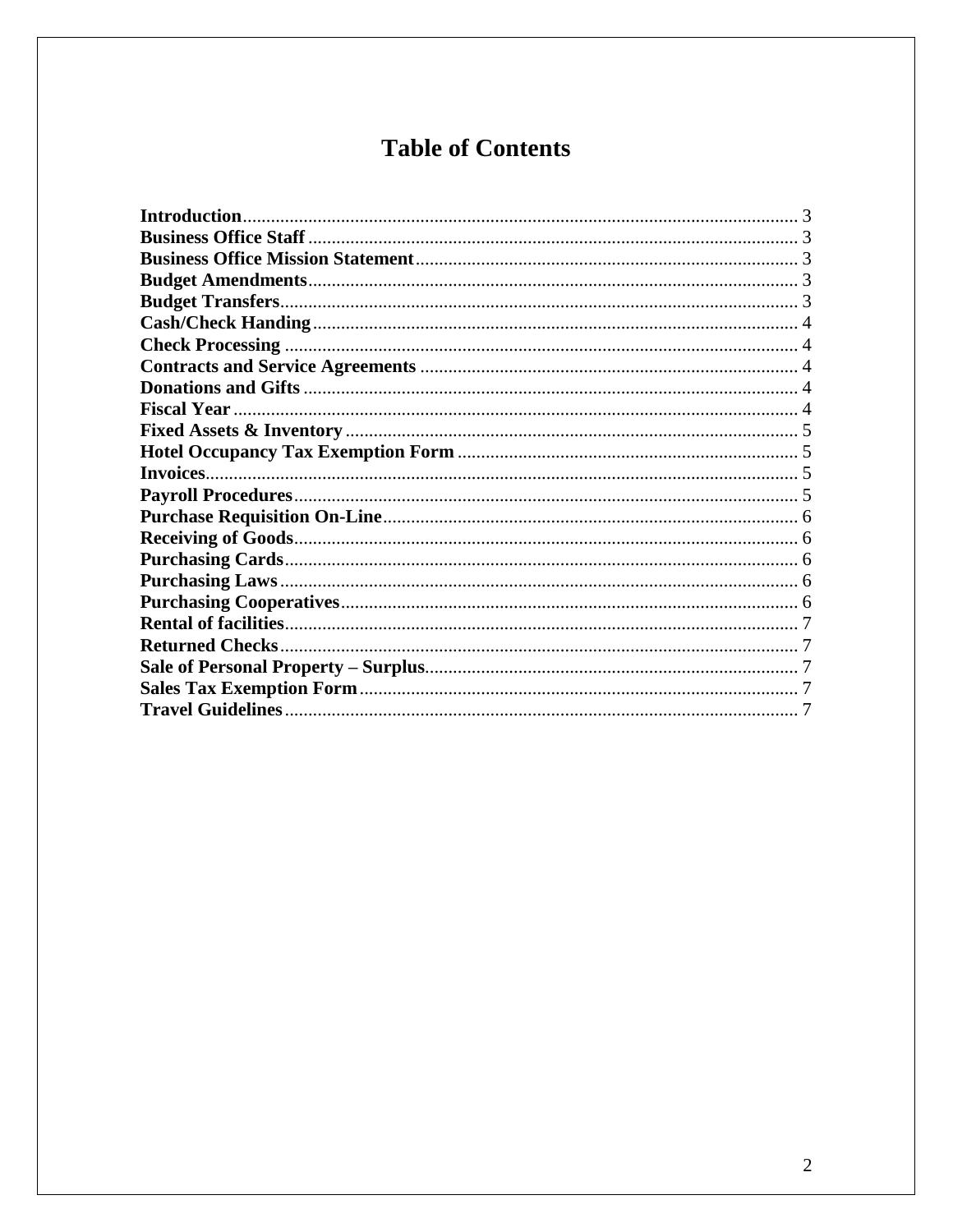# Table of Contents

| | |
|---|---|
| **Introduction** | 3 |
| **Business Office Staff** | 3 |
| **Business Office Mission Statement** | 3 |
| **Budget Amendments** | 3 |
| **Budget Transfers** | 3 |
| **Cash/Check Handing** | 4 |
| **Check Processing** | 4 |
| **Contracts and Service Agreements** | 4 |
| **Donations and Gifts** | 4 |
| **Fiscal Year** | 4 |
| **Fixed Assets & Inventory** | 5 |
| **Hotel Occupancy Tax Exemption Form** | 5 |
| **Invoices** | 5 |
| **Payroll Procedures** | 5 |
| **Purchase Requisition On-Line** | 6 |
| **Receiving of Goods** | 6 |
| **Purchasing Cards** | 6 |
| **Purchasing Laws** | 6 |
| **Purchasing Cooperatives** | 6 |
| **Rental of facilities** | 7 |
| **Returned Checks** | 7 |
| **Sale of Personal Property – Surplus** | 7 |
| **Sales Tax Exemption Form** | 7 |
| **Travel Guidelines** | 7 |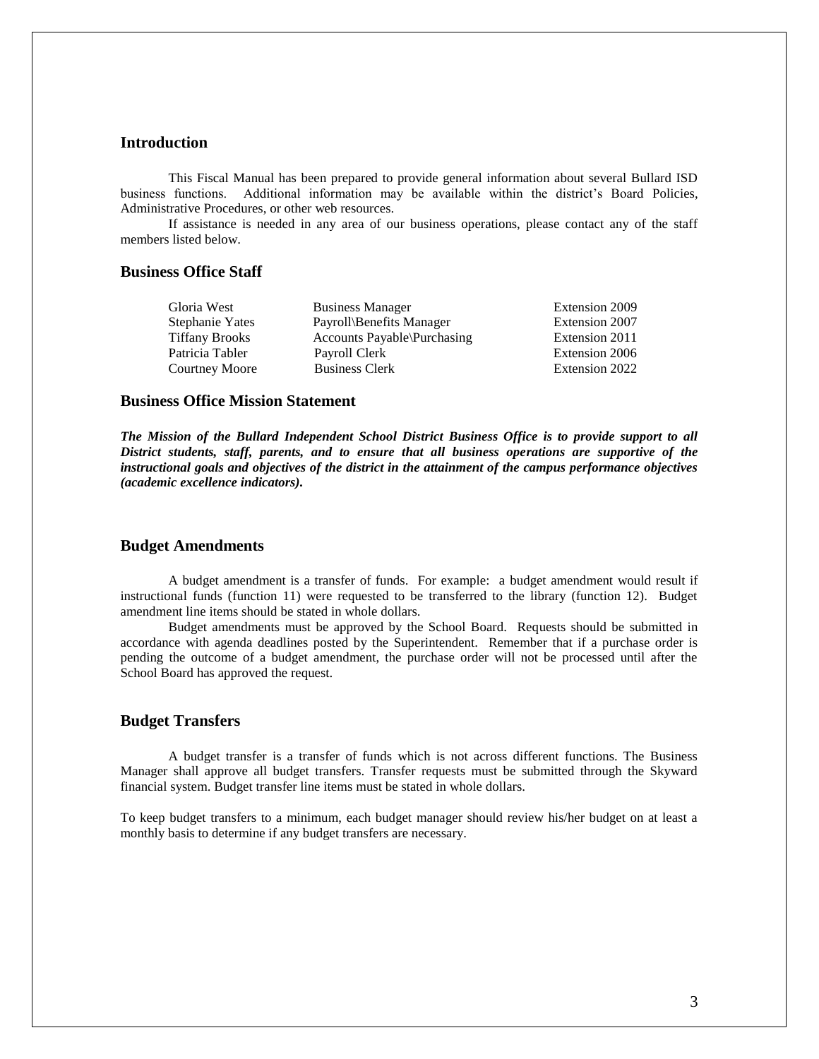## Introduction

This Fiscal Manual has been prepared to provide general information about several Bullard ISD business functions. Additional information may be available within the district's Board Policies, Administrative Procedures, or other web resources.

If assistance is needed in any area of our business operations, please contact any of the staff members listed below.

## Business Office Staff

| Name | Title | Extension |
|---|---|---|
| Gloria West | Business Manager | Extension 2009 |
| Stephanie Yates | Payroll\Benefits Manager | Extension 2007 |
| Tiffany Brooks | Accounts Payable\Purchasing | Extension 2011 |
| Patricia Tabler | Payroll Clerk | Extension 2006 |
| Courtney Moore | Business Clerk | Extension 2022 |

## Business Office Mission Statement

***The Mission of the Bullard Independent School District Business Office is to provide support to all District students, staff, parents, and to ensure that all business operations are supportive of the instructional goals and objectives of the district in the attainment of the campus performance objectives (academic excellence indicators).***

## Budget Amendments

A budget amendment is a transfer of funds. For example: a budget amendment would result if instructional funds (function 11) were requested to be transferred to the library (function 12). Budget amendment line items should be stated in whole dollars.

Budget amendments must be approved by the School Board. Requests should be submitted in accordance with agenda deadlines posted by the Superintendent. Remember that if a purchase order is pending the outcome of a budget amendment, the purchase order will not be processed until after the School Board has approved the request.

## Budget Transfers

A budget transfer is a transfer of funds which is not across different functions. The Business Manager shall approve all budget transfers. Transfer requests must be submitted through the Skyward financial system. Budget transfer line items must be stated in whole dollars.

To keep budget transfers to a minimum, each budget manager should review his/her budget on at least a monthly basis to determine if any budget transfers are necessary.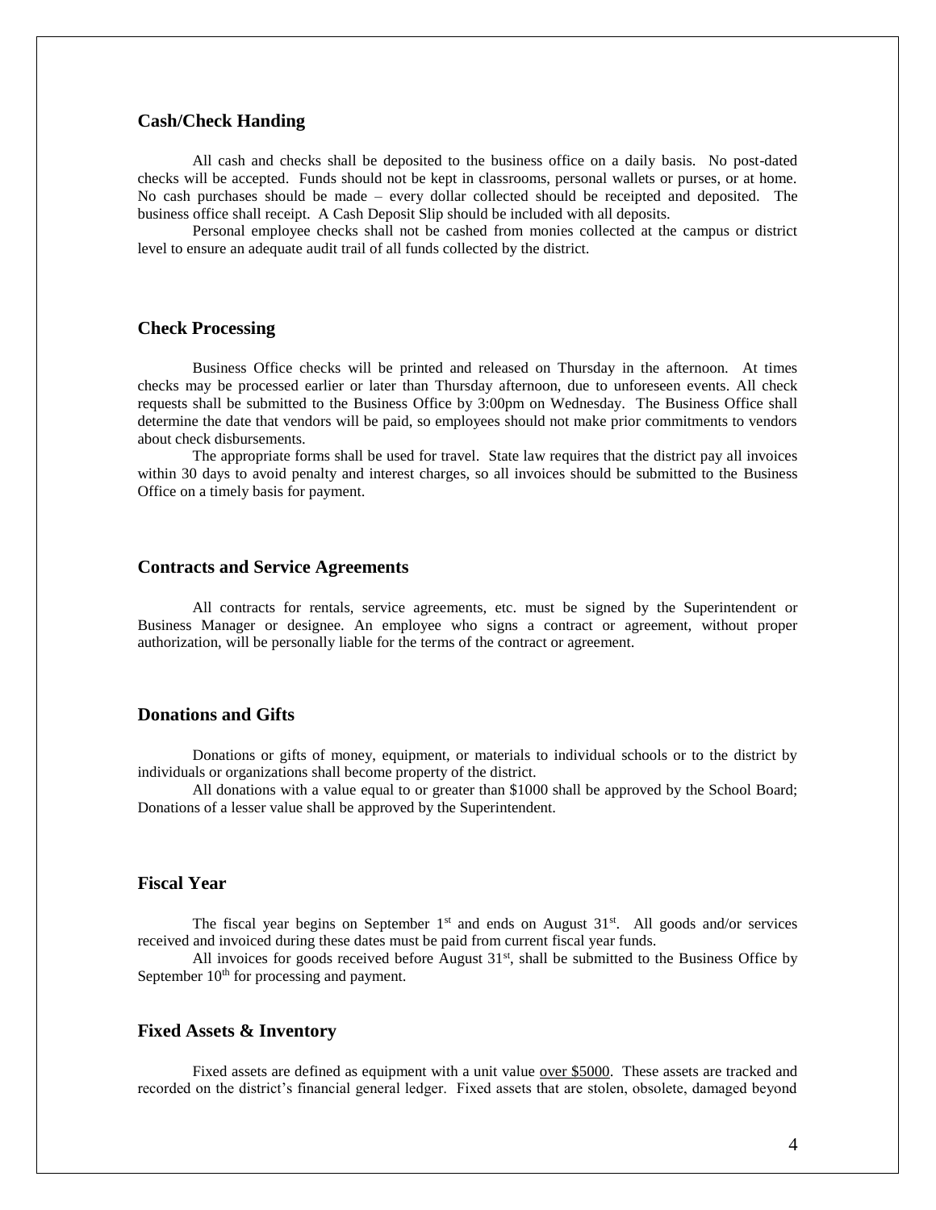## Cash/Check Handing

All cash and checks shall be deposited to the business office on a daily basis. No post-dated checks will be accepted. Funds should not be kept in classrooms, personal wallets or purses, or at home. No cash purchases should be made – every dollar collected should be receipted and deposited. The business office shall receipt. A Cash Deposit Slip should be included with all deposits.

Personal employee checks shall not be cashed from monies collected at the campus or district level to ensure an adequate audit trail of all funds collected by the district.

## Check Processing

Business Office checks will be printed and released on Thursday in the afternoon. At times checks may be processed earlier or later than Thursday afternoon, due to unforeseen events. All check requests shall be submitted to the Business Office by 3:00pm on Wednesday. The Business Office shall determine the date that vendors will be paid, so employees should not make prior commitments to vendors about check disbursements.

The appropriate forms shall be used for travel. State law requires that the district pay all invoices within 30 days to avoid penalty and interest charges, so all invoices should be submitted to the Business Office on a timely basis for payment.

## Contracts and Service Agreements

All contracts for rentals, service agreements, etc. must be signed by the Superintendent or Business Manager or designee. An employee who signs a contract or agreement, without proper authorization, will be personally liable for the terms of the contract or agreement.

## Donations and Gifts

Donations or gifts of money, equipment, or materials to individual schools or to the district by individuals or organizations shall become property of the district.

All donations with a value equal to or greater than $1000 shall be approved by the School Board; Donations of a lesser value shall be approved by the Superintendent.

## Fiscal Year

The fiscal year begins on September 1st and ends on August 31st. All goods and/or services received and invoiced during these dates must be paid from current fiscal year funds.

All invoices for goods received before August 31st, shall be submitted to the Business Office by September 10th for processing and payment.

## Fixed Assets & Inventory

Fixed assets are defined as equipment with a unit value over $5000. These assets are tracked and recorded on the district's financial general ledger. Fixed assets that are stolen, obsolete, damaged beyond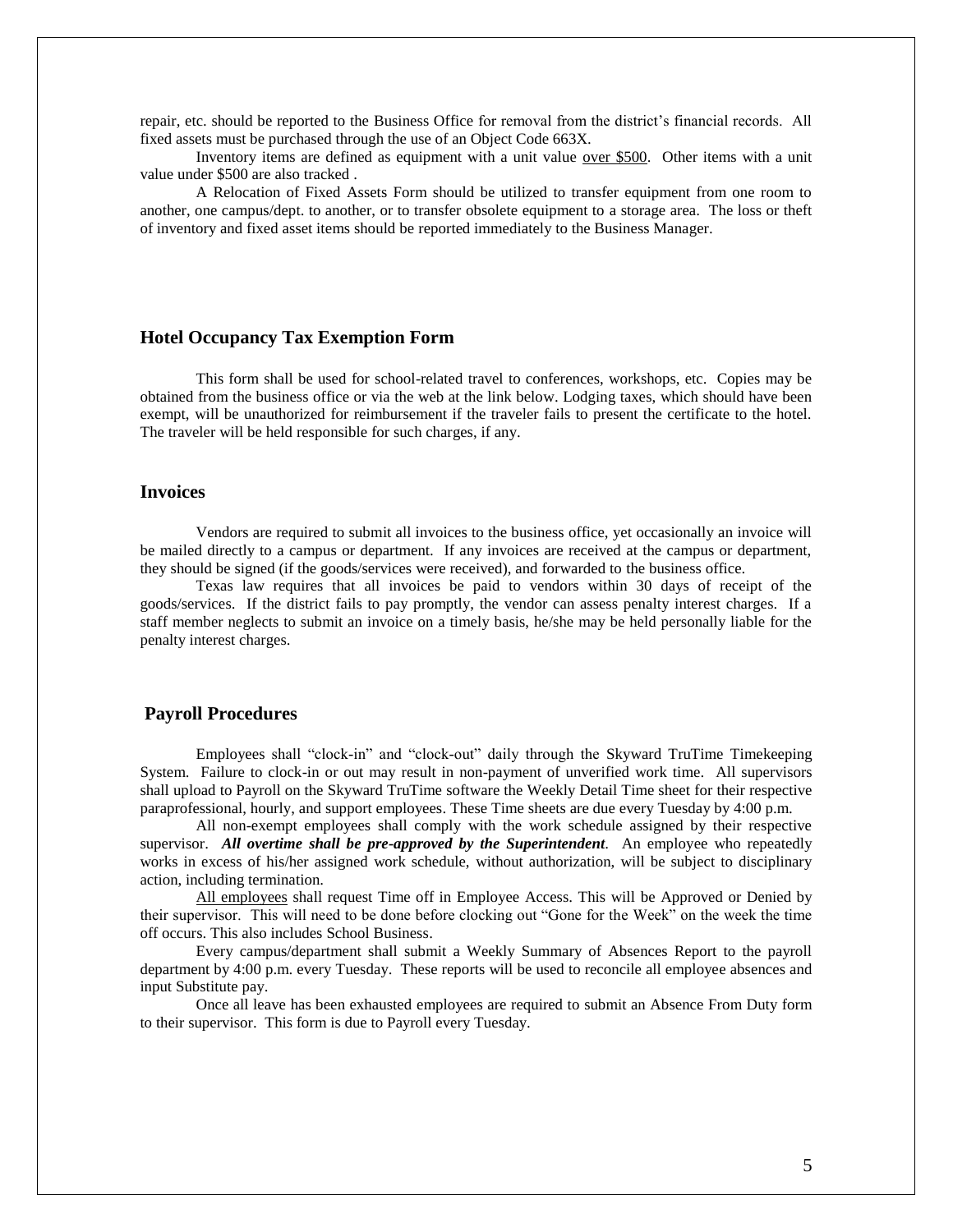repair, etc. should be reported to the Business Office for removal from the district's financial records. All fixed assets must be purchased through the use of an Object Code 663X.

Inventory items are defined as equipment with a unit value <u>over $500</u>. Other items with a unit value under $500 are also tracked .

A Relocation of Fixed Assets Form should be utilized to transfer equipment from one room to another, one campus/dept. to another, or to transfer obsolete equipment to a storage area. The loss or theft of inventory and fixed asset items should be reported immediately to the Business Manager.

## Hotel Occupancy Tax Exemption Form

This form shall be used for school-related travel to conferences, workshops, etc. Copies may be obtained from the business office or via the web at the link below. Lodging taxes, which should have been exempt, will be unauthorized for reimbursement if the traveler fails to present the certificate to the hotel. The traveler will be held responsible for such charges, if any.

## Invoices

Vendors are required to submit all invoices to the business office, yet occasionally an invoice will be mailed directly to a campus or department. If any invoices are received at the campus or department, they should be signed (if the goods/services were received), and forwarded to the business office.

Texas law requires that all invoices be paid to vendors within 30 days of receipt of the goods/services. If the district fails to pay promptly, the vendor can assess penalty interest charges. If a staff member neglects to submit an invoice on a timely basis, he/she may be held personally liable for the penalty interest charges.

## Payroll Procedures

Employees shall "clock-in" and "clock-out" daily through the Skyward TruTime Timekeeping System. Failure to clock-in or out may result in non-payment of unverified work time. All supervisors shall upload to Payroll on the Skyward TruTime software the Weekly Detail Time sheet for their respective paraprofessional, hourly, and support employees. These Time sheets are due every Tuesday by 4:00 p.m.

All non-exempt employees shall comply with the work schedule assigned by their respective supervisor. ***All overtime shall be pre-approved by the Superintendent***. An employee who repeatedly works in excess of his/her assigned work schedule, without authorization, will be subject to disciplinary action, including termination.

<u>All employees</u> shall request Time off in Employee Access. This will be Approved or Denied by their supervisor. This will need to be done before clocking out "Gone for the Week" on the week the time off occurs. This also includes School Business.

Every campus/department shall submit a Weekly Summary of Absences Report to the payroll department by 4:00 p.m. every Tuesday. These reports will be used to reconcile all employee absences and input Substitute pay.

Once all leave has been exhausted employees are required to submit an Absence From Duty form to their supervisor. This form is due to Payroll every Tuesday.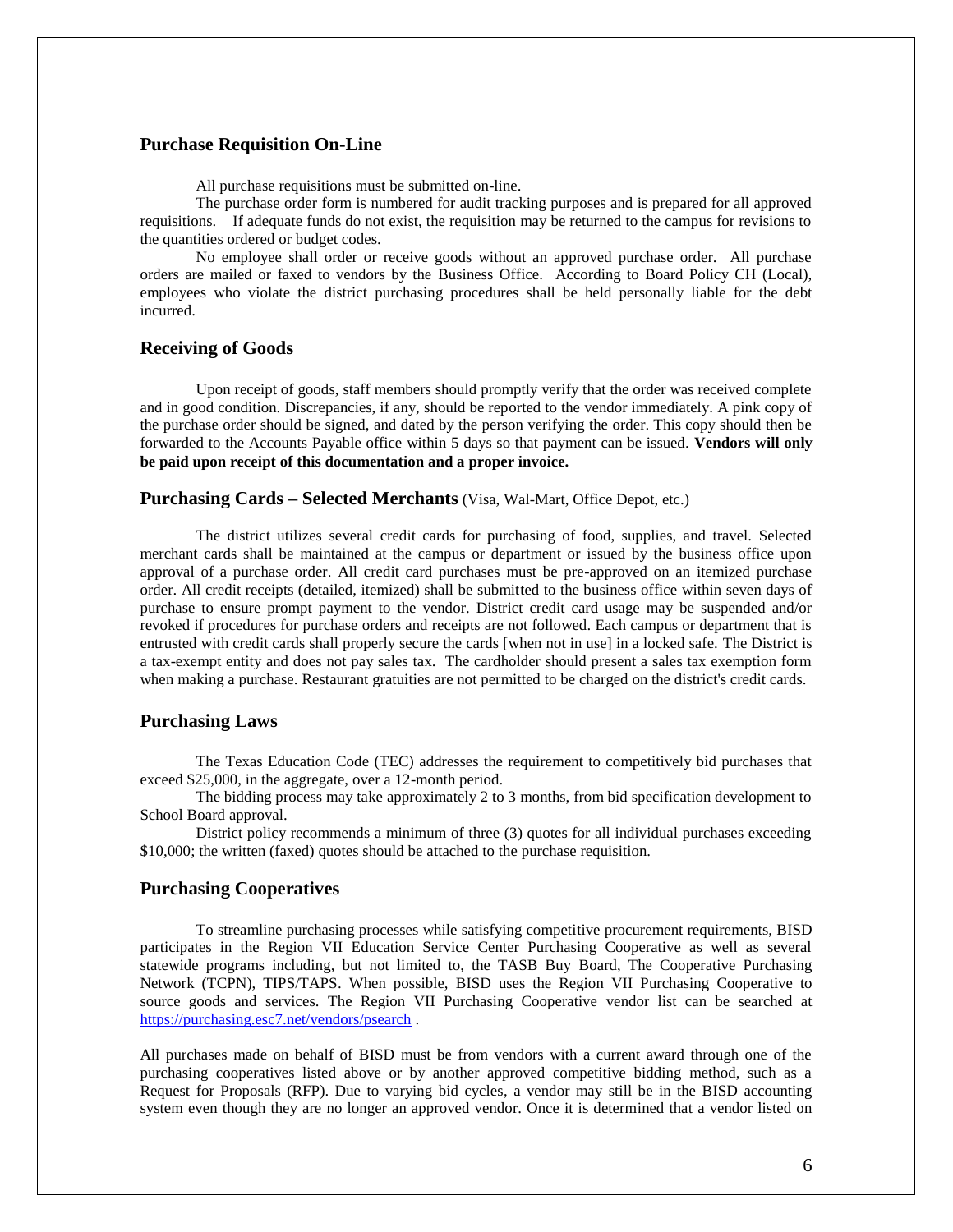## Purchase Requisition On-Line

All purchase requisitions must be submitted on-line.

The purchase order form is numbered for audit tracking purposes and is prepared for all approved requisitions. If adequate funds do not exist, the requisition may be returned to the campus for revisions to the quantities ordered or budget codes.

No employee shall order or receive goods without an approved purchase order. All purchase orders are mailed or faxed to vendors by the Business Office. According to Board Policy CH (Local), employees who violate the district purchasing procedures shall be held personally liable for the debt incurred.

## Receiving of Goods

Upon receipt of goods, staff members should promptly verify that the order was received complete and in good condition. Discrepancies, if any, should be reported to the vendor immediately. A pink copy of the purchase order should be signed, and dated by the person verifying the order. This copy should then be forwarded to the Accounts Payable office within 5 days so that payment can be issued. **Vendors will only be paid upon receipt of this documentation and a proper invoice.**

## Purchasing Cards – Selected Merchants (Visa, Wal-Mart, Office Depot, etc.)

The district utilizes several credit cards for purchasing of food, supplies, and travel. Selected merchant cards shall be maintained at the campus or department or issued by the business office upon approval of a purchase order. All credit card purchases must be pre-approved on an itemized purchase order. All credit receipts (detailed, itemized) shall be submitted to the business office within seven days of purchase to ensure prompt payment to the vendor. District credit card usage may be suspended and/or revoked if procedures for purchase orders and receipts are not followed. Each campus or department that is entrusted with credit cards shall properly secure the cards [when not in use] in a locked safe. The District is a tax-exempt entity and does not pay sales tax. The cardholder should present a sales tax exemption form when making a purchase. Restaurant gratuities are not permitted to be charged on the district's credit cards.

## Purchasing Laws

The Texas Education Code (TEC) addresses the requirement to competitively bid purchases that exceed $25,000, in the aggregate, over a 12-month period.

The bidding process may take approximately 2 to 3 months, from bid specification development to School Board approval.

District policy recommends a minimum of three (3) quotes for all individual purchases exceeding $10,000; the written (faxed) quotes should be attached to the purchase requisition.

## Purchasing Cooperatives

To streamline purchasing processes while satisfying competitive procurement requirements, BISD participates in the Region VII Education Service Center Purchasing Cooperative as well as several statewide programs including, but not limited to, the TASB Buy Board, The Cooperative Purchasing Network (TCPN), TIPS/TAPS. When possible, BISD uses the Region VII Purchasing Cooperative to source goods and services. The Region VII Purchasing Cooperative vendor list can be searched at https://purchasing.esc7.net/vendors/psearch .

All purchases made on behalf of BISD must be from vendors with a current award through one of the purchasing cooperatives listed above or by another approved competitive bidding method, such as a Request for Proposals (RFP). Due to varying bid cycles, a vendor may still be in the BISD accounting system even though they are no longer an approved vendor. Once it is determined that a vendor listed on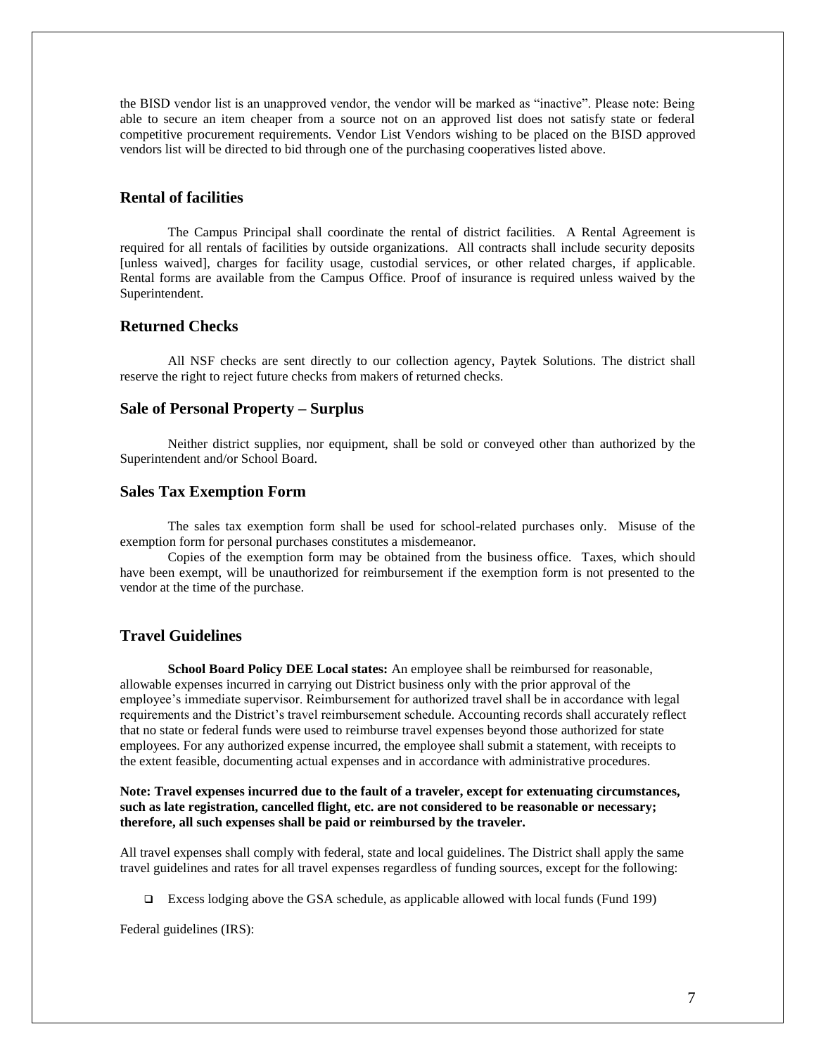the BISD vendor list is an unapproved vendor, the vendor will be marked as "inactive". Please note: Being able to secure an item cheaper from a source not on an approved list does not satisfy state or federal competitive procurement requirements. Vendor List Vendors wishing to be placed on the BISD approved vendors list will be directed to bid through one of the purchasing cooperatives listed above.

## Rental of facilities

The Campus Principal shall coordinate the rental of district facilities. A Rental Agreement is required for all rentals of facilities by outside organizations. All contracts shall include security deposits [unless waived], charges for facility usage, custodial services, or other related charges, if applicable. Rental forms are available from the Campus Office. Proof of insurance is required unless waived by the Superintendent.

## Returned Checks

All NSF checks are sent directly to our collection agency, Paytek Solutions. The district shall reserve the right to reject future checks from makers of returned checks.

## Sale of Personal Property – Surplus

Neither district supplies, nor equipment, shall be sold or conveyed other than authorized by the Superintendent and/or School Board.

## Sales Tax Exemption Form

The sales tax exemption form shall be used for school-related purchases only. Misuse of the exemption form for personal purchases constitutes a misdemeanor.

Copies of the exemption form may be obtained from the business office. Taxes, which should have been exempt, will be unauthorized for reimbursement if the exemption form is not presented to the vendor at the time of the purchase.

## Travel Guidelines

**School Board Policy DEE Local states:** An employee shall be reimbursed for reasonable, allowable expenses incurred in carrying out District business only with the prior approval of the employee's immediate supervisor. Reimbursement for authorized travel shall be in accordance with legal requirements and the District's travel reimbursement schedule. Accounting records shall accurately reflect that no state or federal funds were used to reimburse travel expenses beyond those authorized for state employees. For any authorized expense incurred, the employee shall submit a statement, with receipts to the extent feasible, documenting actual expenses and in accordance with administrative procedures.

**Note: Travel expenses incurred due to the fault of a traveler, except for extenuating circumstances, such as late registration, cancelled flight, etc. are not considered to be reasonable or necessary; therefore, all such expenses shall be paid or reimbursed by the traveler.**

All travel expenses shall comply with federal, state and local guidelines. The District shall apply the same travel guidelines and rates for all travel expenses regardless of funding sources, except for the following:

- Excess lodging above the GSA schedule, as applicable allowed with local funds (Fund 199)

Federal guidelines (IRS):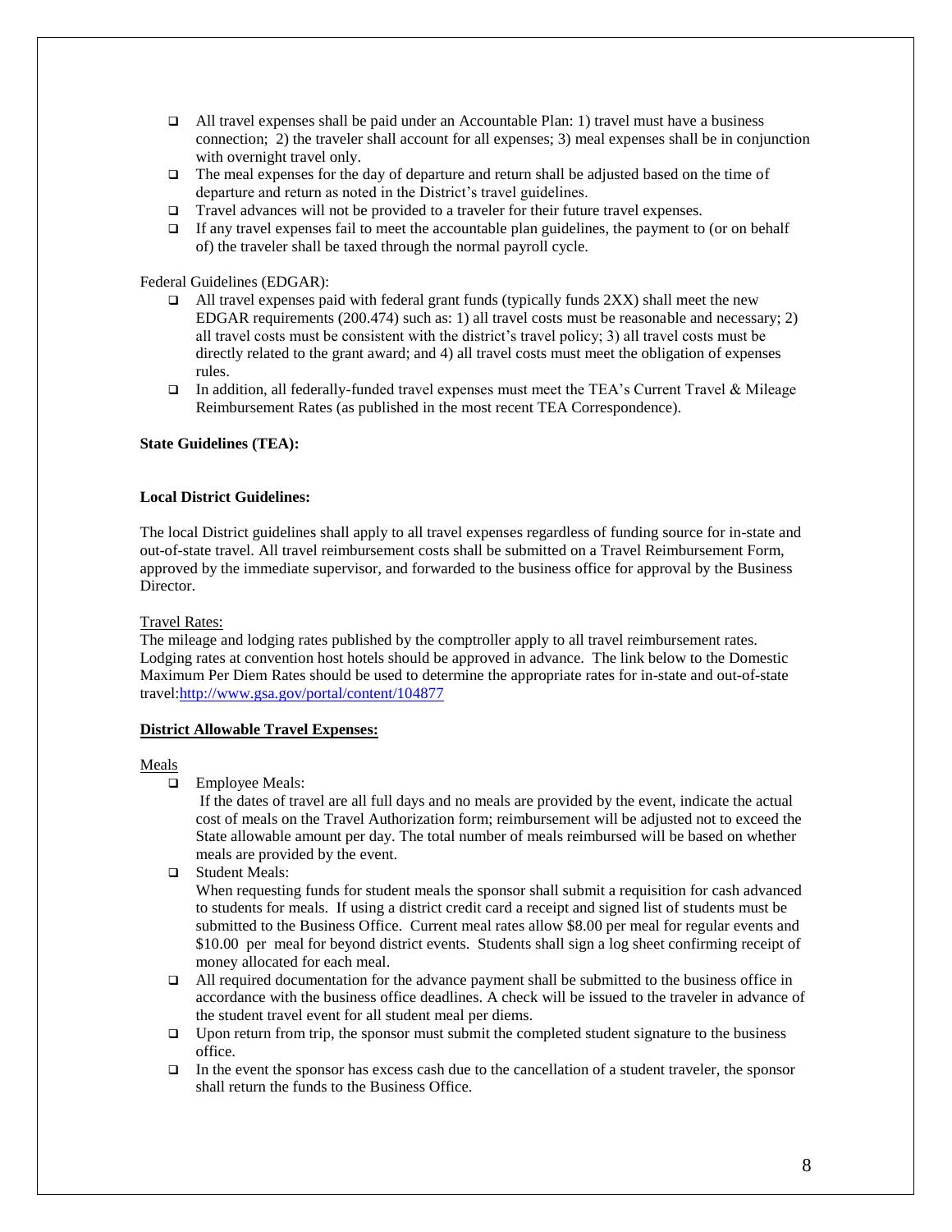- All travel expenses shall be paid under an Accountable Plan: 1) travel must have a business connection; 2) the traveler shall account for all expenses; 3) meal expenses shall be in conjunction with overnight travel only.
- The meal expenses for the day of departure and return shall be adjusted based on the time of departure and return as noted in the District's travel guidelines.
- Travel advances will not be provided to a traveler for their future travel expenses.
- If any travel expenses fail to meet the accountable plan guidelines, the payment to (or on behalf of) the traveler shall be taxed through the normal payroll cycle.

Federal Guidelines (EDGAR):

- All travel expenses paid with federal grant funds (typically funds 2XX) shall meet the new EDGAR requirements (200.474) such as: 1) all travel costs must be reasonable and necessary; 2) all travel costs must be consistent with the district's travel policy; 3) all travel costs must be directly related to the grant award; and 4) all travel costs must meet the obligation of expenses rules.
- In addition, all federally-funded travel expenses must meet the TEA's Current Travel & Mileage Reimbursement Rates (as published in the most recent TEA Correspondence).

**State Guidelines (TEA):**

**Local District Guidelines:**

The local District guidelines shall apply to all travel expenses regardless of funding source for in-state and out-of-state travel. All travel reimbursement costs shall be submitted on a Travel Reimbursement Form, approved by the immediate supervisor, and forwarded to the business office for approval by the Business Director.

Travel Rates:

The mileage and lodging rates published by the comptroller apply to all travel reimbursement rates. Lodging rates at convention host hotels should be approved in advance. The link below to the Domestic Maximum Per Diem Rates should be used to determine the appropriate rates for in-state and out-of-state travel:http://www.gsa.gov/portal/content/104877

**District Allowable Travel Expenses:**

Meals

- Employee Meals:
  If the dates of travel are all full days and no meals are provided by the event, indicate the actual cost of meals on the Travel Authorization form; reimbursement will be adjusted not to exceed the State allowable amount per day. The total number of meals reimbursed will be based on whether meals are provided by the event.
- Student Meals:
  When requesting funds for student meals the sponsor shall submit a requisition for cash advanced to students for meals. If using a district credit card a receipt and signed list of students must be submitted to the Business Office. Current meal rates allow $8.00 per meal for regular events and $10.00 per meal for beyond district events. Students shall sign a log sheet confirming receipt of money allocated for each meal.
- All required documentation for the advance payment shall be submitted to the business office in accordance with the business office deadlines. A check will be issued to the traveler in advance of the student travel event for all student meal per diems.
- Upon return from trip, the sponsor must submit the completed student signature to the business office.
- In the event the sponsor has excess cash due to the cancellation of a student traveler, the sponsor shall return the funds to the Business Office.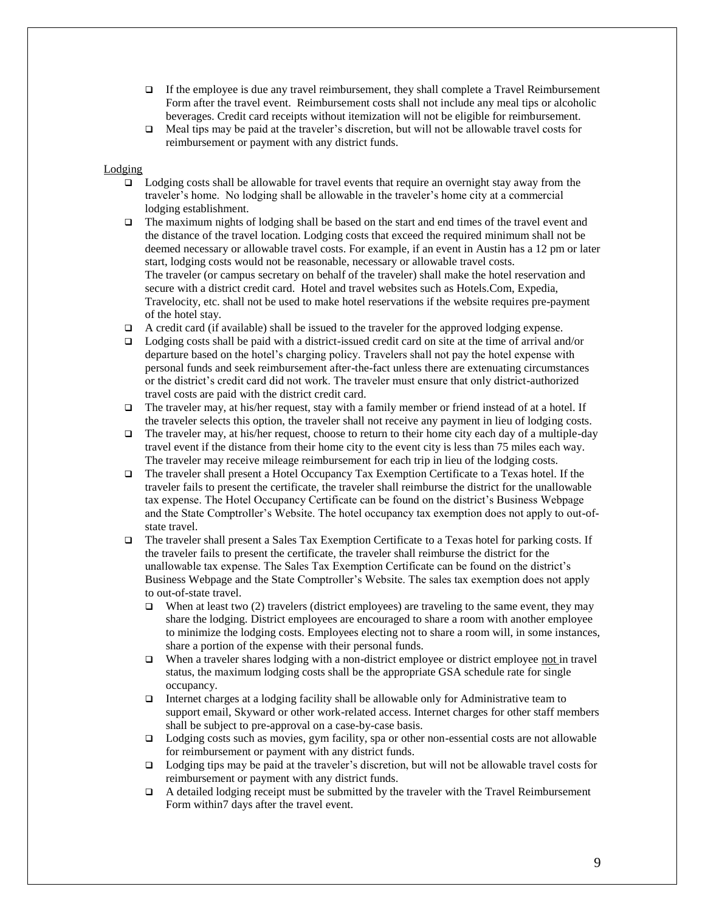- If the employee is due any travel reimbursement, they shall complete a Travel Reimbursement Form after the travel event. Reimbursement costs shall not include any meal tips or alcoholic beverages. Credit card receipts without itemization will not be eligible for reimbursement.
- Meal tips may be paid at the traveler's discretion, but will not be allowable travel costs for reimbursement or payment with any district funds.

<u>Lodging</u>

- Lodging costs shall be allowable for travel events that require an overnight stay away from the traveler's home. No lodging shall be allowable in the traveler's home city at a commercial lodging establishment.
- The maximum nights of lodging shall be based on the start and end times of the travel event and the distance of the travel location. Lodging costs that exceed the required minimum shall not be deemed necessary or allowable travel costs. For example, if an event in Austin has a 12 pm or later start, lodging costs would not be reasonable, necessary or allowable travel costs. The traveler (or campus secretary on behalf of the traveler) shall make the hotel reservation and secure with a district credit card. Hotel and travel websites such as Hotels.Com, Expedia, Travelocity, etc. shall not be used to make hotel reservations if the website requires pre-payment of the hotel stay.
- A credit card (if available) shall be issued to the traveler for the approved lodging expense.
- Lodging costs shall be paid with a district-issued credit card on site at the time of arrival and/or departure based on the hotel's charging policy. Travelers shall not pay the hotel expense with personal funds and seek reimbursement after-the-fact unless there are extenuating circumstances or the district's credit card did not work. The traveler must ensure that only district-authorized travel costs are paid with the district credit card.
- The traveler may, at his/her request, stay with a family member or friend instead of at a hotel. If the traveler selects this option, the traveler shall not receive any payment in lieu of lodging costs.
- The traveler may, at his/her request, choose to return to their home city each day of a multiple-day travel event if the distance from their home city to the event city is less than 75 miles each way. The traveler may receive mileage reimbursement for each trip in lieu of the lodging costs.
- The traveler shall present a Hotel Occupancy Tax Exemption Certificate to a Texas hotel. If the traveler fails to present the certificate, the traveler shall reimburse the district for the unallowable tax expense. The Hotel Occupancy Certificate can be found on the district's Business Webpage and the State Comptroller's Website. The hotel occupancy tax exemption does not apply to out-of-state travel.
- The traveler shall present a Sales Tax Exemption Certificate to a Texas hotel for parking costs. If the traveler fails to present the certificate, the traveler shall reimburse the district for the unallowable tax expense. The Sales Tax Exemption Certificate can be found on the district's Business Webpage and the State Comptroller's Website. The sales tax exemption does not apply to out-of-state travel.
  - When at least two (2) travelers (district employees) are traveling to the same event, they may share the lodging. District employees are encouraged to share a room with another employee to minimize the lodging costs. Employees electing not to share a room will, in some instances, share a portion of the expense with their personal funds.
  - When a traveler shares lodging with a non-district employee or district employee <u>not</u> in travel status, the maximum lodging costs shall be the appropriate GSA schedule rate for single occupancy.
  - Internet charges at a lodging facility shall be allowable only for Administrative team to support email, Skyward or other work-related access. Internet charges for other staff members shall be subject to pre-approval on a case-by-case basis.
  - Lodging costs such as movies, gym facility, spa or other non-essential costs are not allowable for reimbursement or payment with any district funds.
  - Lodging tips may be paid at the traveler's discretion, but will not be allowable travel costs for reimbursement or payment with any district funds.
  - A detailed lodging receipt must be submitted by the traveler with the Travel Reimbursement Form within7 days after the travel event.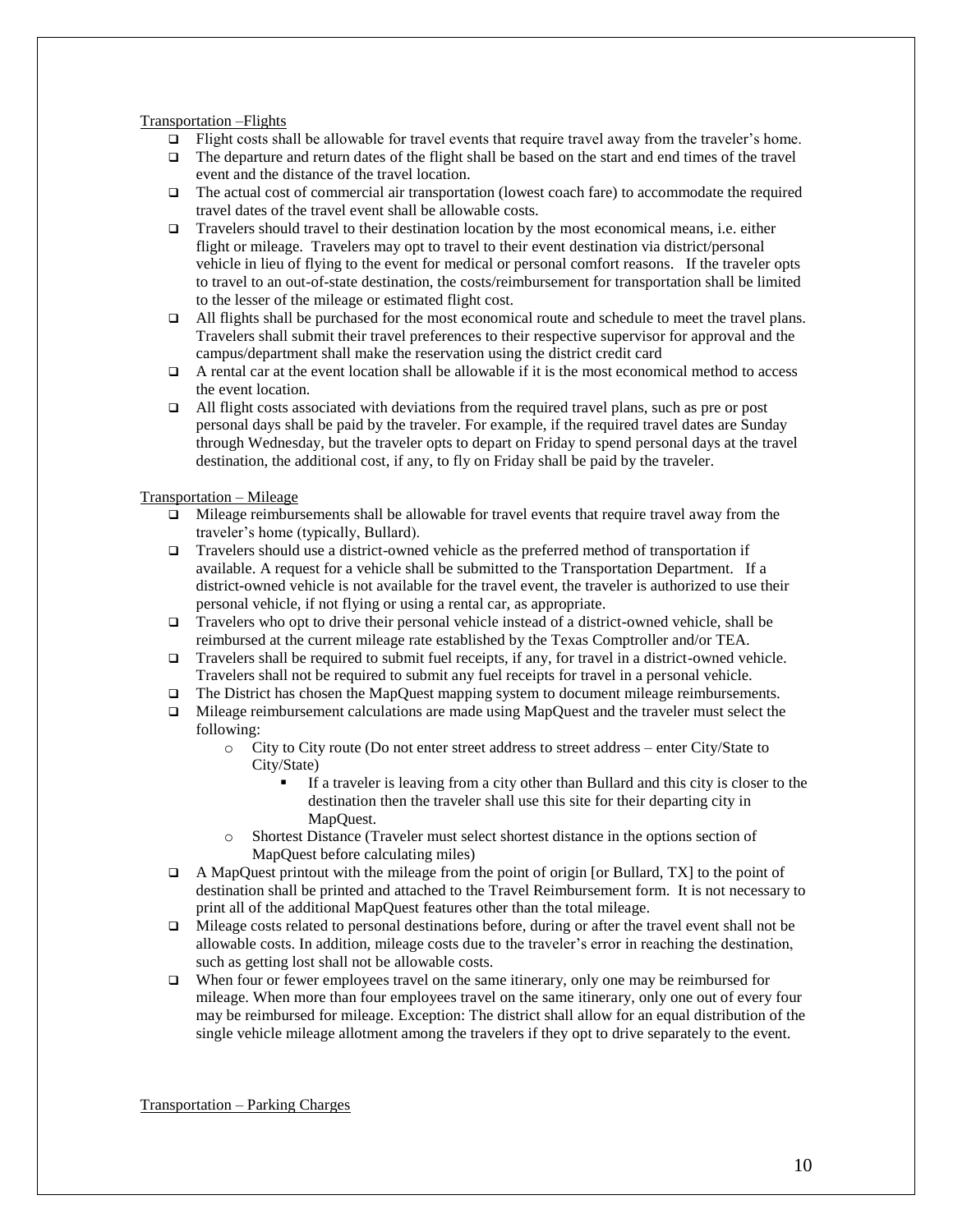Transportation –Flights

- Flight costs shall be allowable for travel events that require travel away from the traveler's home.
- The departure and return dates of the flight shall be based on the start and end times of the travel event and the distance of the travel location.
- The actual cost of commercial air transportation (lowest coach fare) to accommodate the required travel dates of the travel event shall be allowable costs.
- Travelers should travel to their destination location by the most economical means, i.e. either flight or mileage. Travelers may opt to travel to their event destination via district/personal vehicle in lieu of flying to the event for medical or personal comfort reasons. If the traveler opts to travel to an out-of-state destination, the costs/reimbursement for transportation shall be limited to the lesser of the mileage or estimated flight cost.
- All flights shall be purchased for the most economical route and schedule to meet the travel plans. Travelers shall submit their travel preferences to their respective supervisor for approval and the campus/department shall make the reservation using the district credit card
- A rental car at the event location shall be allowable if it is the most economical method to access the event location.
- All flight costs associated with deviations from the required travel plans, such as pre or post personal days shall be paid by the traveler. For example, if the required travel dates are Sunday through Wednesday, but the traveler opts to depart on Friday to spend personal days at the travel destination, the additional cost, if any, to fly on Friday shall be paid by the traveler.

Transportation – Mileage

- Mileage reimbursements shall be allowable for travel events that require travel away from the traveler's home (typically, Bullard).
- Travelers should use a district-owned vehicle as the preferred method of transportation if available. A request for a vehicle shall be submitted to the Transportation Department. If a district-owned vehicle is not available for the travel event, the traveler is authorized to use their personal vehicle, if not flying or using a rental car, as appropriate.
- Travelers who opt to drive their personal vehicle instead of a district-owned vehicle, shall be reimbursed at the current mileage rate established by the Texas Comptroller and/or TEA.
- Travelers shall be required to submit fuel receipts, if any, for travel in a district-owned vehicle. Travelers shall not be required to submit any fuel receipts for travel in a personal vehicle.
- The District has chosen the MapQuest mapping system to document mileage reimbursements.
- Mileage reimbursement calculations are made using MapQuest and the traveler must select the following:
  - City to City route (Do not enter street address to street address – enter City/State to City/State)
    - If a traveler is leaving from a city other than Bullard and this city is closer to the destination then the traveler shall use this site for their departing city in MapQuest.
  - Shortest Distance (Traveler must select shortest distance in the options section of MapQuest before calculating miles)
- A MapQuest printout with the mileage from the point of origin [or Bullard, TX] to the point of destination shall be printed and attached to the Travel Reimbursement form. It is not necessary to print all of the additional MapQuest features other than the total mileage.
- Mileage costs related to personal destinations before, during or after the travel event shall not be allowable costs. In addition, mileage costs due to the traveler's error in reaching the destination, such as getting lost shall not be allowable costs.
- When four or fewer employees travel on the same itinerary, only one may be reimbursed for mileage. When more than four employees travel on the same itinerary, only one out of every four may be reimbursed for mileage. Exception: The district shall allow for an equal distribution of the single vehicle mileage allotment among the travelers if they opt to drive separately to the event.

Transportation – Parking Charges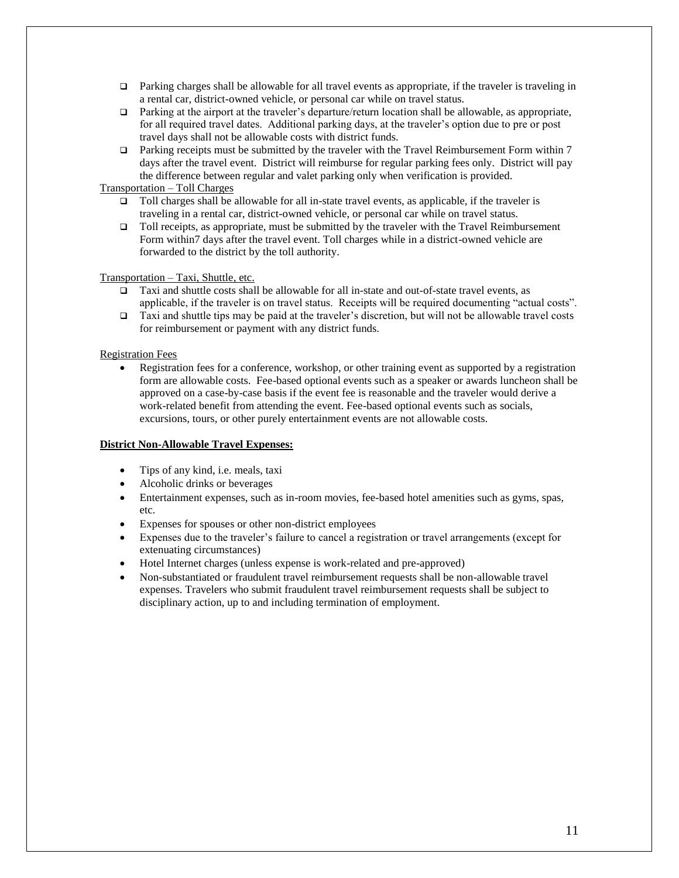- Parking charges shall be allowable for all travel events as appropriate, if the traveler is traveling in a rental car, district-owned vehicle, or personal car while on travel status.
- Parking at the airport at the traveler's departure/return location shall be allowable, as appropriate, for all required travel dates. Additional parking days, at the traveler's option due to pre or post travel days shall not be allowable costs with district funds.
- Parking receipts must be submitted by the traveler with the Travel Reimbursement Form within 7 days after the travel event. District will reimburse for regular parking fees only. District will pay the difference between regular and valet parking only when verification is provided.

Transportation – Toll Charges

- Toll charges shall be allowable for all in-state travel events, as applicable, if the traveler is traveling in a rental car, district-owned vehicle, or personal car while on travel status.
- Toll receipts, as appropriate, must be submitted by the traveler with the Travel Reimbursement Form within7 days after the travel event. Toll charges while in a district-owned vehicle are forwarded to the district by the toll authority.

Transportation – Taxi, Shuttle, etc.

- Taxi and shuttle costs shall be allowable for all in-state and out-of-state travel events, as applicable, if the traveler is on travel status. Receipts will be required documenting "actual costs".
- Taxi and shuttle tips may be paid at the traveler's discretion, but will not be allowable travel costs for reimbursement or payment with any district funds.

Registration Fees

- Registration fees for a conference, workshop, or other training event as supported by a registration form are allowable costs. Fee-based optional events such as a speaker or awards luncheon shall be approved on a case-by-case basis if the event fee is reasonable and the traveler would derive a work-related benefit from attending the event. Fee-based optional events such as socials, excursions, tours, or other purely entertainment events are not allowable costs.

**District Non-Allowable Travel Expenses:**

- Tips of any kind, i.e. meals, taxi
- Alcoholic drinks or beverages
- Entertainment expenses, such as in-room movies, fee-based hotel amenities such as gyms, spas, etc.
- Expenses for spouses or other non-district employees
- Expenses due to the traveler's failure to cancel a registration or travel arrangements (except for extenuating circumstances)
- Hotel Internet charges (unless expense is work-related and pre-approved)
- Non-substantiated or fraudulent travel reimbursement requests shall be non-allowable travel expenses. Travelers who submit fraudulent travel reimbursement requests shall be subject to disciplinary action, up to and including termination of employment.